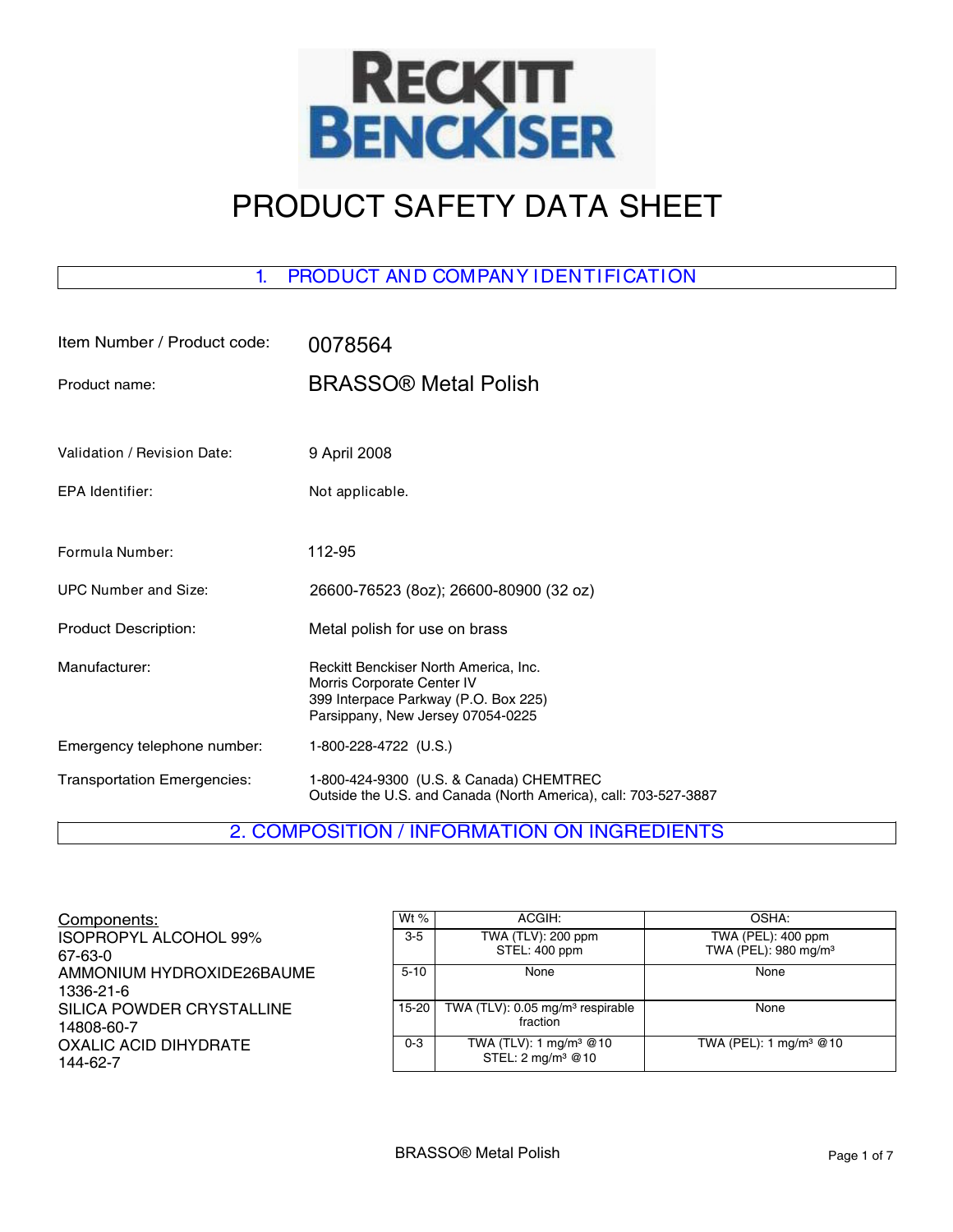RECKITT BENCKISER

# PRODUCT SAFETY DATA SHEET

## 1. PRODUCT AND COMPANY IDENTIFICATION

| | |
|---|---|
| Item Number / Product code: | 0078564 |
| Product name: | BRASSO® Metal Polish |
| Validation / Revision Date: | 9 April 2008 |
| EPA Identifier: | Not applicable. |
| Formula Number: | 112-95 |
| UPC Number and Size: | 26600-76523 (8oz); 26600-80900 (32 oz) |
| Product Description: | Metal polish for use on brass |
| Manufacturer: | Reckitt Benckiser North America, Inc.<br>Morris Corporate Center IV<br>399 Interpace Parkway (P.O. Box 225)<br>Parsippany, New Jersey 07054-0225 |
| Emergency telephone number: | 1-800-228-4722 (U.S.) |
| Transportation Emergencies: | 1-800-424-9300 (U.S. & Canada) CHEMTREC<br>Outside the U.S. and Canada (North America), call: 703-527-3887 |

## 2. COMPOSITION / INFORMATION ON INGREDIENTS

| Components: | Wt % | ACGIH: | OSHA: |
|---|---|---|---|
| ISOPROPYL ALCOHOL 99%<br>67-63-0 | 3-5 | TWA (TLV): 200 ppm<br>STEL: 400 ppm | TWA (PEL): 400 ppm<br>TWA (PEL): 980 mg/m³ |
| AMMONIUM HYDROXIDE26BAUME<br>1336-21-6 | 5-10 | None | None |
| SILICA POWDER CRYSTALLINE<br>14808-60-7 | 15-20 | TWA (TLV): 0.05 mg/m³ respirable fraction | None |
| OXALIC ACID DIHYDRATE<br>144-62-7 | 0-3 | TWA (TLV): 1 mg/m³ @10<br>STEL: 2 mg/m³ @10 | TWA (PEL): 1 mg/m³ @10 |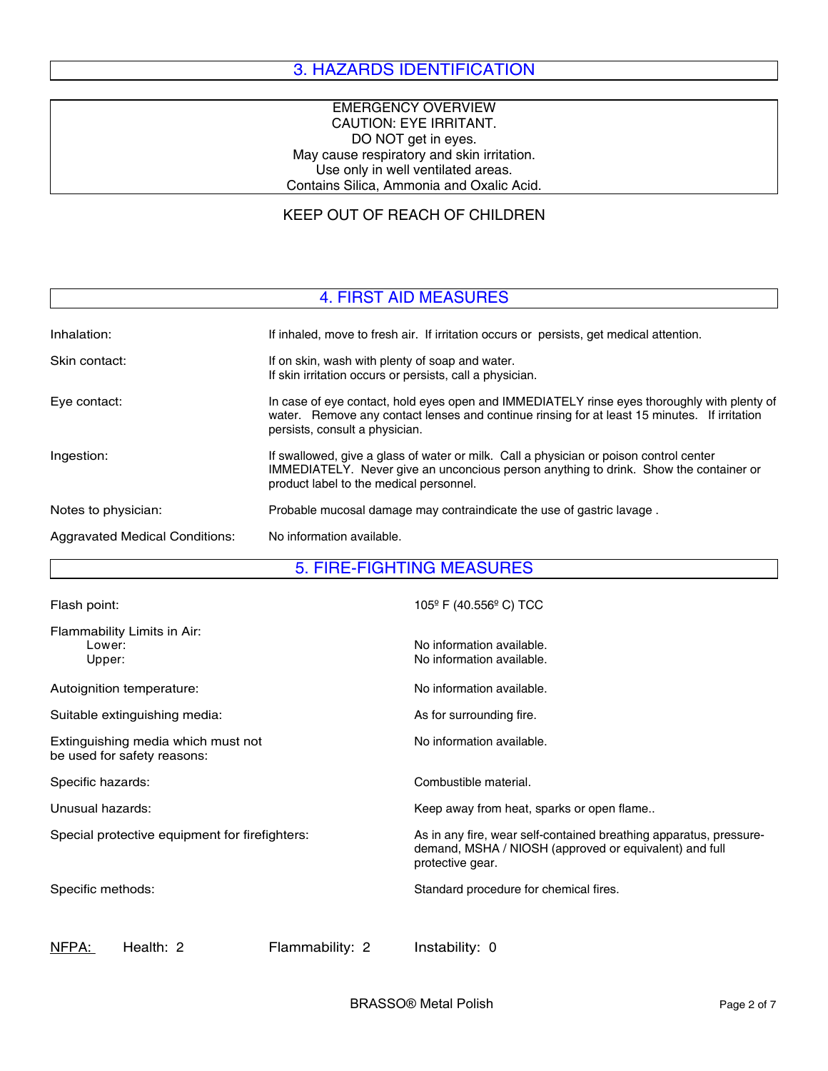## 3. HAZARDS IDENTIFICATION

EMERGENCY OVERVIEW
CAUTION: EYE IRRITANT.
DO NOT get in eyes.
May cause respiratory and skin irritation.
Use only in well ventilated areas.
Contains Silica, Ammonia and Oxalic Acid.

KEEP OUT OF REACH OF CHILDREN

## 4. FIRST AID MEASURES

| | |
|---|---|
| Inhalation: | If inhaled, move to fresh air. If irritation occurs or persists, get medical attention. |
| Skin contact: | If on skin, wash with plenty of soap and water. If skin irritation occurs or persists, call a physician. |
| Eye contact: | In case of eye contact, hold eyes open and IMMEDIATELY rinse eyes thoroughly with plenty of water. Remove any contact lenses and continue rinsing for at least 15 minutes. If irritation persists, consult a physician. |
| Ingestion: | If swallowed, give a glass of water or milk. Call a physician or poison control center IMMEDIATELY. Never give an unconcious person anything to drink. Show the container or product label to the medical personnel. |
| Notes to physician: | Probable mucosal damage may contraindicate the use of gastric lavage . |
| Aggravated Medical Conditions: | No information available. |

## 5. FIRE-FIGHTING MEASURES

| | |
|---|---|
| Flash point: | 105º F (40.556º C) TCC |
| Flammability Limits in Air: | |
| Lower: | No information available. |
| Upper: | No information available. |
| Autoignition temperature: | No information available. |
| Suitable extinguishing media: | As for surrounding fire. |
| Extinguishing media which must not be used for safety reasons: | No information available. |
| Specific hazards: | Combustible material. |
| Unusual hazards: | Keep away from heat, sparks or open flame.. |
| Special protective equipment for firefighters: | As in any fire, wear self-contained breathing apparatus, pressure-demand, MSHA / NIOSH (approved or equivalent) and full protective gear. |
| Specific methods: | Standard procedure for chemical fires. |

NFPA: Health: 2 Flammability: 2 Instability: 0

BRASSO® Metal Polish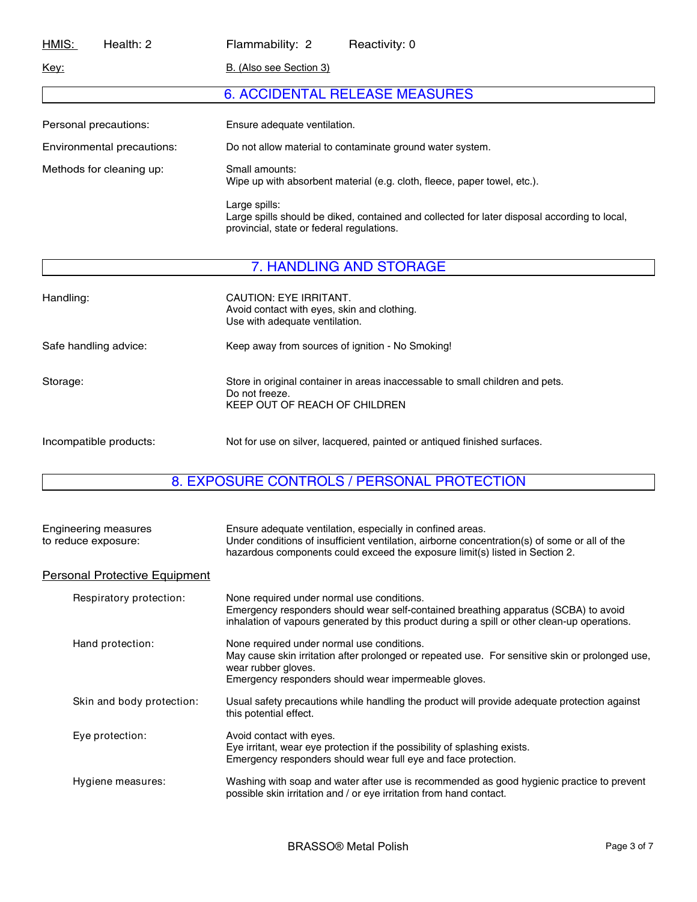HMIS: Health: 2 Flammability: 2 Reactivity: 0

Key: B. (Also see Section 3)

## 6. ACCIDENTAL RELEASE MEASURES

| | |
|---|---|
| Personal precautions: | Ensure adequate ventilation. |
| Environmental precautions: | Do not allow material to contaminate ground water system. |
| Methods for cleaning up: | Small amounts:<br>Wipe up with absorbent material (e.g. cloth, fleece, paper towel, etc.).<br><br>Large spills:<br>Large spills should be diked, contained and collected for later disposal according to local, provincial, state or federal regulations. |

## 7. HANDLING AND STORAGE

| | |
|---|---|
| Handling: | CAUTION: EYE IRRITANT.<br>Avoid contact with eyes, skin and clothing.<br>Use with adequate ventilation. |
| Safe handling advice: | Keep away from sources of ignition - No Smoking! |
| Storage: | Store in original container in areas inaccessable to small children and pets.<br>Do not freeze.<br>KEEP OUT OF REACH OF CHILDREN |
| Incompatible products: | Not for use on silver, lacquered, painted or antiqued finished surfaces. |

## 8. EXPOSURE CONTROLS / PERSONAL PROTECTION

| | |
|---|---|
| Engineering measures to reduce exposure: | Ensure adequate ventilation, especially in confined areas.<br>Under conditions of insufficient ventilation, airborne concentration(s) of some or all of the hazardous components could exceed the exposure limit(s) listed in Section 2. |

### Personal Protective Equipment

| | |
|---|---|
| Respiratory protection: | None required under normal use conditions.<br>Emergency responders should wear self-contained breathing apparatus (SCBA) to avoid inhalation of vapours generated by this product during a spill or other clean-up operations. |
| Hand protection: | None required under normal use conditions.<br>May cause skin irritation after prolonged or repeated use. For sensitive skin or prolonged use, wear rubber gloves.<br>Emergency responders should wear impermeable gloves. |
| Skin and body protection: | Usual safety precautions while handling the product will provide adequate protection against this potential effect. |
| Eye protection: | Avoid contact with eyes.<br>Eye irritant, wear eye protection if the possibility of splashing exists.<br>Emergency responders should wear full eye and face protection. |
| Hygiene measures: | Washing with soap and water after use is recommended as good hygienic practice to prevent possible skin irritation and / or eye irritation from hand contact. |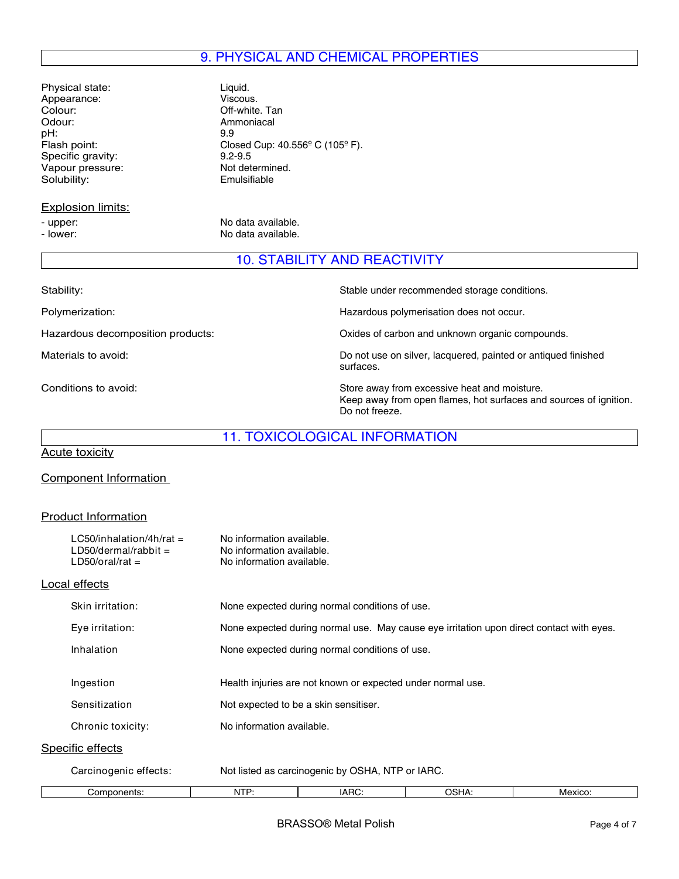## 9. PHYSICAL AND CHEMICAL PROPERTIES

| | |
|---|---|
| Physical state: | Liquid. |
| Appearance: | Viscous. |
| Colour: | Off-white. Tan |
| Odour: | Ammoniacal |
| pH: | 9.9 |
| Flash point: | Closed Cup: 40.556º C (105º F). |
| Specific gravity: | 9.2-9.5 |
| Vapour pressure: | Not determined. |
| Solubility: | Emulsifiable |

**Explosion limits:**

| | |
|---|---|
| - upper: | No data available. |
| - lower: | No data available. |

## 10. STABILITY AND REACTIVITY

| | |
|---|---|
| Stability: | Stable under recommended storage conditions. |
| Polymerization: | Hazardous polymerisation does not occur. |
| Hazardous decomposition products: | Oxides of carbon and unknown organic compounds. |
| Materials to avoid: | Do not use on silver, lacquered, painted or antiqued finished surfaces. |
| Conditions to avoid: | Store away from excessive heat and moisture. Keep away from open flames, hot surfaces and sources of ignition. Do not freeze. |

## 11. TOXICOLOGICAL INFORMATION

**Acute toxicity**

**Component Information**

**Product Information**

| | |
|---|---|
| LC50/inhalation/4h/rat = | No information available. |
| LD50/dermal/rabbit = | No information available. |
| LD50/oral/rat = | No information available. |

**Local effects**

| | |
|---|---|
| Skin irritation: | None expected during normal conditions of use. |
| Eye irritation: | None expected during normal use. May cause eye irritation upon direct contact with eyes. |
| Inhalation | None expected during normal conditions of use. |
| Ingestion | Health injuries are not known or expected under normal use. |
| Sensitization | Not expected to be a skin sensitiser. |
| Chronic toxicity: | No information available. |

**Specific effects**

Carcinogenic effects: Not listed as carcinogenic by OSHA, NTP or IARC.

| Components: | NTP: | IARC: | OSHA: | Mexico: |
|---|---|---|---|---|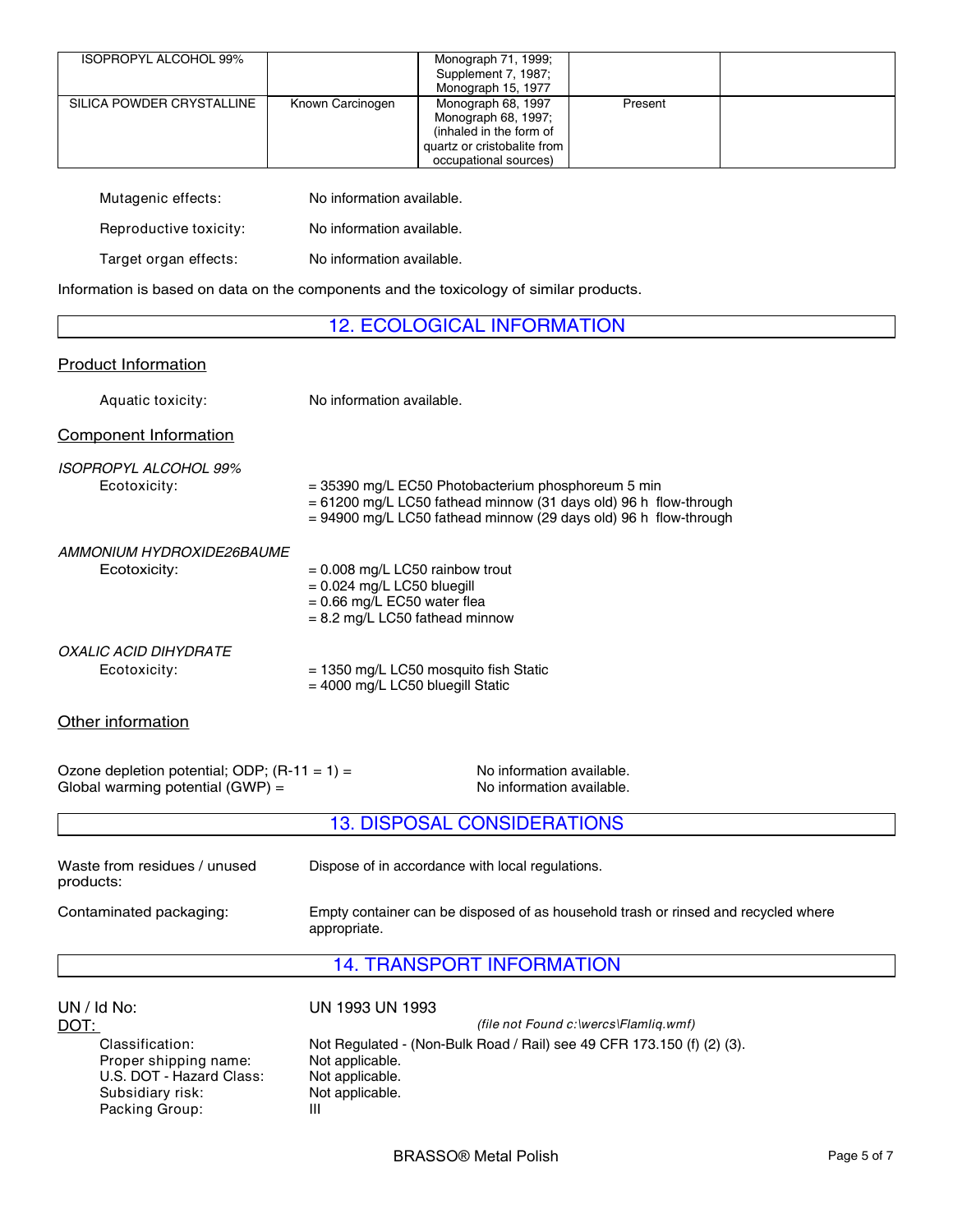| ISOPROPYL ALCOHOL 99% | | Monograph 71, 1999; Supplement 7, 1987; Monograph 15, 1977 | | |
|---|---|---|---|---|
| SILICA POWDER CRYSTALLINE | Known Carcinogen | Monograph 68, 1997 Monograph 68, 1997; (inhaled in the form of quartz or cristobalite from occupational sources) | Present | |

Mutagenic effects: No information available.

Reproductive toxicity: No information available.

Target organ effects: No information available.

Information is based on data on the components and the toxicology of similar products.

## 12. ECOLOGICAL INFORMATION

### Product Information

Aquatic toxicity: No information available.

### Component Information

*ISOPROPYL ALCOHOL 99%*

Ecotoxicity:
= 35390 mg/L EC50 Photobacterium phosphoreum 5 min
= 61200 mg/L LC50 fathead minnow (31 days old) 96 h flow-through
= 94900 mg/L LC50 fathead minnow (29 days old) 96 h flow-through

*AMMONIUM HYDROXIDE26BAUME*

Ecotoxicity:
= 0.008 mg/L LC50 rainbow trout
= 0.024 mg/L LC50 bluegill
= 0.66 mg/L EC50 water flea
= 8.2 mg/L LC50 fathead minnow

*OXALIC ACID DIHYDRATE*

Ecotoxicity:
= 1350 mg/L LC50 mosquito fish Static
= 4000 mg/L LC50 bluegill Static

### Other information

Ozone depletion potential; ODP; (R-11 = 1) = No information available.
Global warming potential (GWP) = No information available.

## 13. DISPOSAL CONSIDERATIONS

Waste from residues / unused products: Dispose of in accordance with local regulations.

Contaminated packaging: Empty container can be disposed of as household trash or rinsed and recycled where appropriate.

## 14. TRANSPORT INFORMATION

UN / Id No: UN 1993 UN 1993

DOT:

*(file not Found c:\wercs\Flamliq.wmf)*

Classification: Not Regulated - (Non-Bulk Road / Rail) see 49 CFR 173.150 (f) (2) (3).
Proper shipping name: Not applicable.
U.S. DOT - Hazard Class: Not applicable.
Subsidiary risk: Not applicable.
Packing Group: III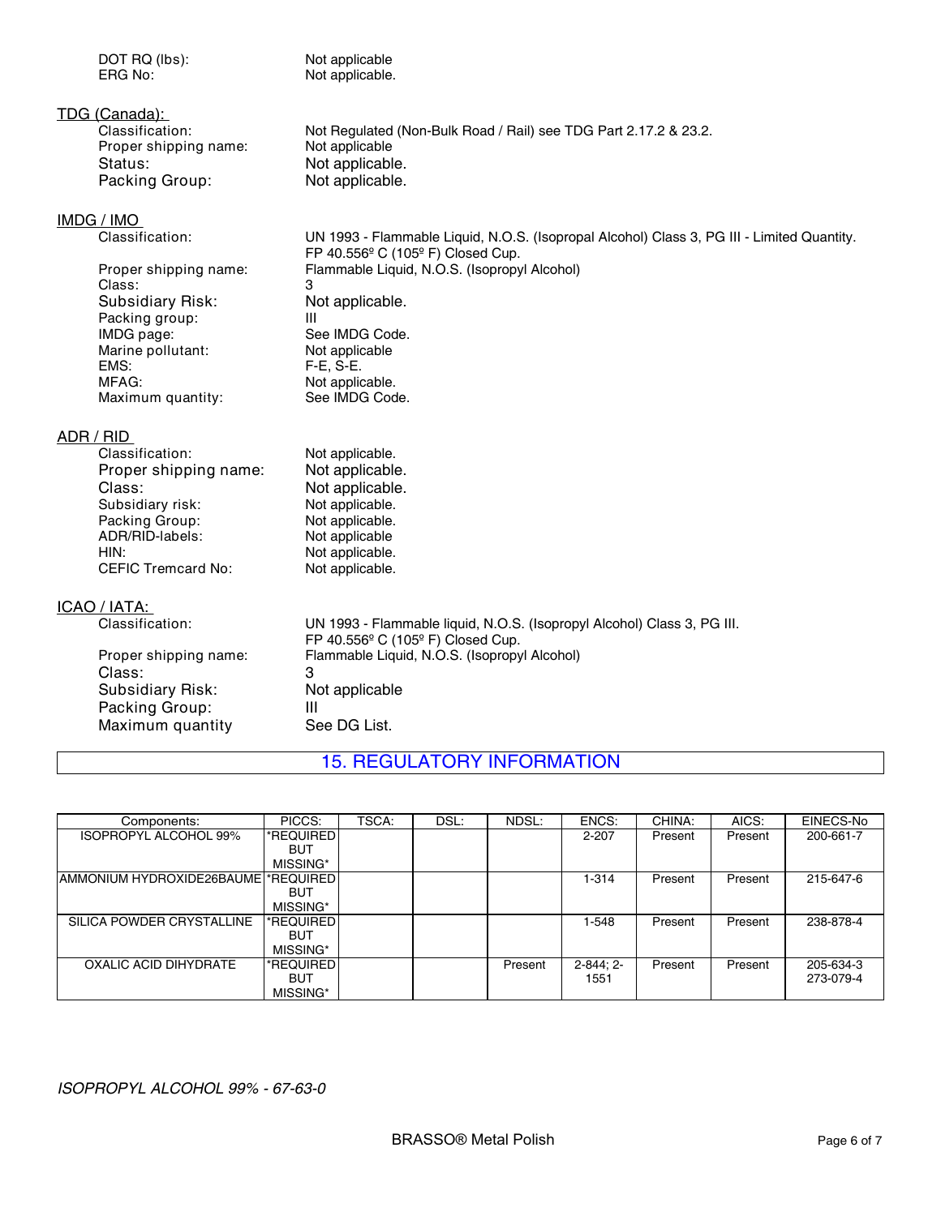DOT RQ (lbs): Not applicable

ERG No: Not applicable.

**TDG (Canada):**

Classification: Not Regulated (Non-Bulk Road / Rail) see TDG Part 2.17.2 & 23.2.

Proper shipping name: Not applicable

Status: Not applicable.

Packing Group: Not applicable.

**IMDG / IMO**

Classification: UN 1993 - Flammable Liquid, N.O.S. (Isopropal Alcohol) Class 3, PG III - Limited Quantity. FP 40.556º C (105º F) Closed Cup.

Proper shipping name: Flammable Liquid, N.O.S. (Isopropyl Alcohol)

Class: 3

Subsidiary Risk: Not applicable.

Packing group: III

IMDG page: See IMDG Code.

Marine pollutant: Not applicable

EMS: F-E, S-E.

MFAG: Not applicable.

Maximum quantity: See IMDG Code.

**ADR / RID**

Classification: Not applicable.

Proper shipping name: Not applicable.

Class: Not applicable.

Subsidiary risk: Not applicable.

Packing Group: Not applicable.

ADR/RID-labels: Not applicable

HIN: Not applicable.

CEFIC Tremcard No: Not applicable.

**ICAO / IATA:**

Classification: UN 1993 - Flammable liquid, N.O.S. (Isopropyl Alcohol) Class 3, PG III. FP 40.556º C (105º F) Closed Cup.

Proper shipping name: Flammable Liquid, N.O.S. (Isopropyl Alcohol)

Class: 3

Subsidiary Risk: Not applicable

Packing Group: III

Maximum quantity See DG List.

## 15. REGULATORY INFORMATION

| Components: | PICCS: | TSCA: | DSL: | NDSL: | ENCS: | CHINA: | AICS: | EINECS-No |
|---|---|---|---|---|---|---|---|---|
| ISOPROPYL ALCOHOL 99% | *REQUIRED BUT MISSING* | | | | 2-207 | Present | Present | 200-661-7 |
| AMMONIUM HYDROXIDE26BAUME | *REQUIRED BUT MISSING* | | | | 1-314 | Present | Present | 215-647-6 |
| SILICA POWDER CRYSTALLINE | *REQUIRED BUT MISSING* | | | | 1-548 | Present | Present | 238-878-4 |
| OXALIC ACID DIHYDRATE | *REQUIRED BUT MISSING* | | | Present | 2-844; 2-1551 | Present | Present | 205-634-3 273-079-4 |

*ISOPROPYL ALCOHOL 99% - 67-63-0*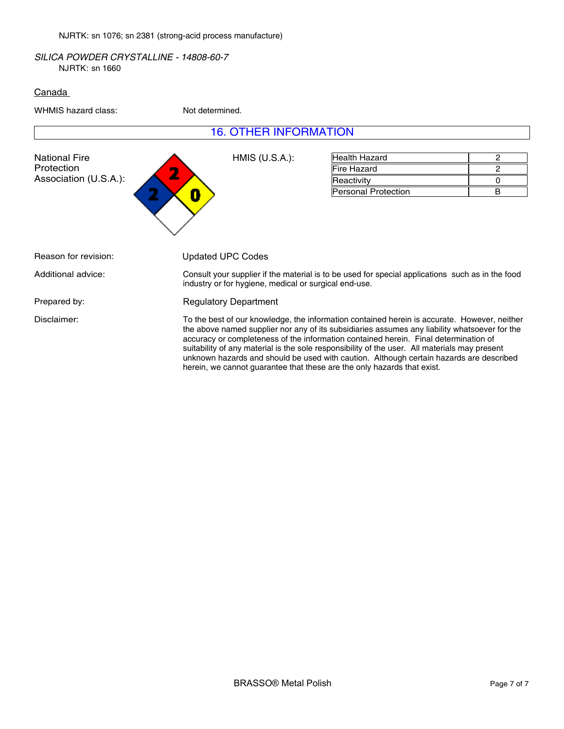NJRTK: sn 1076; sn 2381 (strong-acid process manufacture)

*SILICA POWDER CRYSTALLINE - 14808-60-7*
NJRTK: sn 1660

Canada

WHMIS hazard class: Not determined.

## 16. OTHER INFORMATION

National Fire Protection Association (U.S.A.):

2
2 0

HMIS (U.S.A.):

| | |
|---|---|
| Health Hazard | 2 |
| Fire Hazard | 2 |
| Reactivity | 0 |
| Personal Protection | B |

Reason for revision: Updated UPC Codes

Additional advice: Consult your supplier if the material is to be used for special applications such as in the food industry or for hygiene, medical or surgical end-use.

Prepared by: Regulatory Department

Disclaimer: To the best of our knowledge, the information contained herein is accurate. However, neither the above named supplier nor any of its subsidiaries assumes any liability whatsoever for the accuracy or completeness of the information contained herein. Final determination of suitability of any material is the sole responsibility of the user. All materials may present unknown hazards and should be used with caution. Although certain hazards are described herein, we cannot guarantee that these are the only hazards that exist.